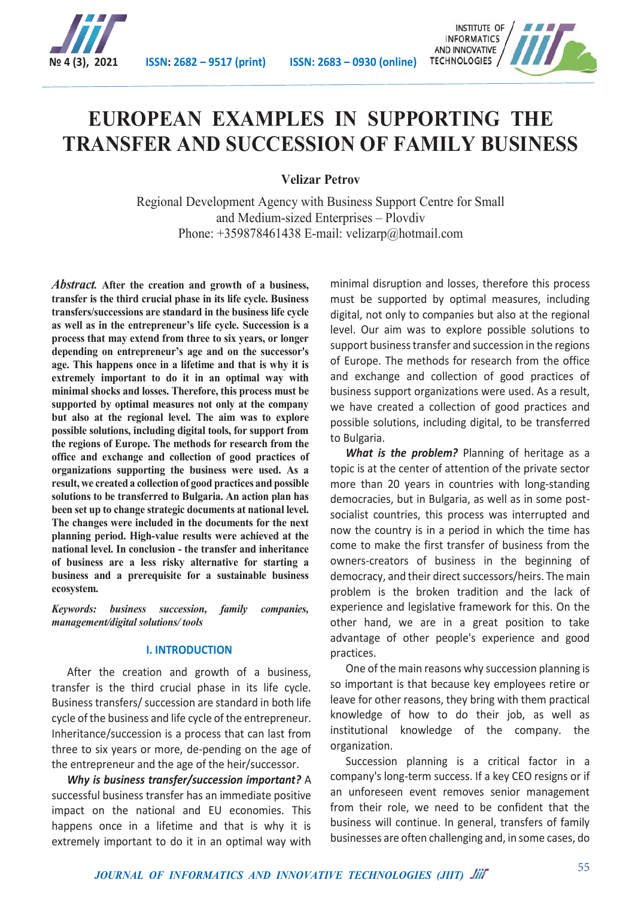# EUROPEAN EXAMPLES IN SUPPORTING THE TRANSFER AND SUCCESSION OF FAMILY BUSINESS

**Velizar Petrov**

Regional Development Agency with Business Support Centre for Small and Medium-sized Enterprises – Plovdiv
Phone: +359878461438 E-mail: velizarp@hotmail.com

***Abstract.*** **After the creation and growth of a business, transfer is the third crucial phase in its life cycle. Business transfers/successions are standard in the business life cycle as well as in the entrepreneur's life cycle. Succession is a process that may extend from three to six years, or longer depending on entrepreneur's age and on the successor's age. This happens once in a lifetime and that is why it is extremely important to do it in an optimal way with minimal shocks and losses. Therefore, this process must be supported by optimal measures not only at the company but also at the regional level. The aim was to explore possible solutions, including digital tools, for support from the regions of Europe. The methods for research from the office and exchange and collection of good practices of organizations supporting the business were used. As a result, we created a collection of good practices and possible solutions to be transferred to Bulgaria. An action plan has been set up to change strategic documents at national level. The changes were included in the documents for the next planning period. High-value results were achieved at the national level. In conclusion - the transfer and inheritance of business are a less risky alternative for starting a business and a prerequisite for a sustainable business ecosystem.**

***Keywords:*** ***business succession, family companies, management/digital solutions/ tools***

## I. INTRODUCTION

After the creation and growth of a business, transfer is the third crucial phase in its life cycle. Business transfers/ succession are standard in both life cycle of the business and life cycle of the entrepreneur. Inheritance/succession is a process that can last from three to six years or more, de-pending on the age of the entrepreneur and the age of the heir/successor.

***Why is business transfer/succession important?*** A successful business transfer has an immediate positive impact on the national and EU economies. This happens once in a lifetime and that is why it is extremely important to do it in an optimal way with minimal disruption and losses, therefore this process must be supported by optimal measures, including digital, not only to companies but also at the regional level. Our aim was to explore possible solutions to support business transfer and succession in the regions of Europe. The methods for research from the office and exchange and collection of good practices of business support organizations were used. As a result, we have created a collection of good practices and possible solutions, including digital, to be transferred to Bulgaria.

***What is the problem?*** Planning of heritage as a topic is at the center of attention of the private sector more than 20 years in countries with long-standing democracies, but in Bulgaria, as well as in some post-socialist countries, this process was interrupted and now the country is in a period in which the time has come to make the first transfer of business from the owners-creators of business in the beginning of democracy, and their direct successors/heirs. The main problem is the broken tradition and the lack of experience and legislative framework for this. On the other hand, we are in a great position to take advantage of other people's experience and good practices.

One of the main reasons why succession planning is so important is that because key employees retire or leave for other reasons, they bring with them practical knowledge of how to do their job, as well as institutional knowledge of the company. the organization.

Succession planning is a critical factor in a company's long-term success. If a key CEO resigns or if an unforeseen event removes senior management from their role, we need to be confident that the business will continue. In general, transfers of family businesses are often challenging and, in some cases, do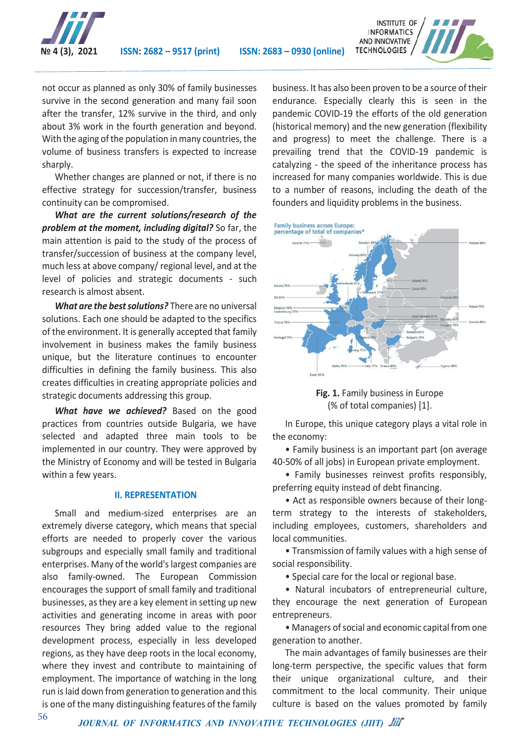not occur as planned as only 30% of family businesses survive in the second generation and many fail soon after the transfer, 12% survive in the third, and only about 3% work in the fourth generation and beyond. With the aging of the population in many countries, the volume of business transfers is expected to increase sharply.

Whether changes are planned or not, if there is no effective strategy for succession/transfer, business continuity can be compromised.

***What are the current solutions/research of the problem at the moment, including digital?*** So far, the main attention is paid to the study of the process of transfer/succession of business at the company level, much less at above company/ regional level, and at the level of policies and strategic documents - such research is almost absent.

***What are the best solutions?*** There are no universal solutions. Each one should be adapted to the specifics of the environment. It is generally accepted that family involvement in business makes the family business unique, but the literature continues to encounter difficulties in defining the family business. This also creates difficulties in creating appropriate policies and strategic documents addressing this group.

***What have we achieved?*** Based on the good practices from countries outside Bulgaria, we have selected and adapted three main tools to be implemented in our country. They were approved by the Ministry of Economy and will be tested in Bulgaria within a few years.

## II. REPRESENTATION

Small and medium-sized enterprises are an extremely diverse category, which means that special efforts are needed to properly cover the various subgroups and especially small family and traditional enterprises. Many of the world's largest companies are also family-owned. The European Commission encourages the support of small family and traditional businesses, as they are a key element in setting up new activities and generating income in areas with poor resources They bring added value to the regional development process, especially in less developed regions, as they have deep roots in the local economy, where they invest and contribute to maintaining of employment. The importance of watching in the long run is laid down from generation to generation and this is one of the many distinguishing features of the family business. It has also been proven to be a source of their endurance. Especially clearly this is seen in the pandemic COVID-19 the efforts of the old generation (historical memory) and the new generation (flexibility and progress) to meet the challenge. There is a prevailing trend that the COVID-19 pandemic is catalyzing - the speed of the inheritance process has increased for many companies worldwide. This is due to a number of reasons, including the death of the founders and liquidity problems in the business.

**Fig. 1.** Family business in Europe (% of total companies) [1].

In Europe, this unique category plays a vital role in the economy:

- Family business is an important part (on average 40-50% of all jobs) in European private employment.
- Family businesses reinvest profits responsibly, preferring equity instead of debt financing.
- Act as responsible owners because of their long-term strategy to the interests of stakeholders, including employees, customers, shareholders and local communities.
- Transmission of family values with a high sense of social responsibility.
- Special care for the local or regional base.
- Natural incubators of entrepreneurial culture, they encourage the next generation of European entrepreneurs.
- Managers of social and economic capital from one generation to another.

The main advantages of family businesses are their long-term perspective, the specific values that form their unique organizational culture, and their commitment to the local community. Their unique culture is based on the values promoted by family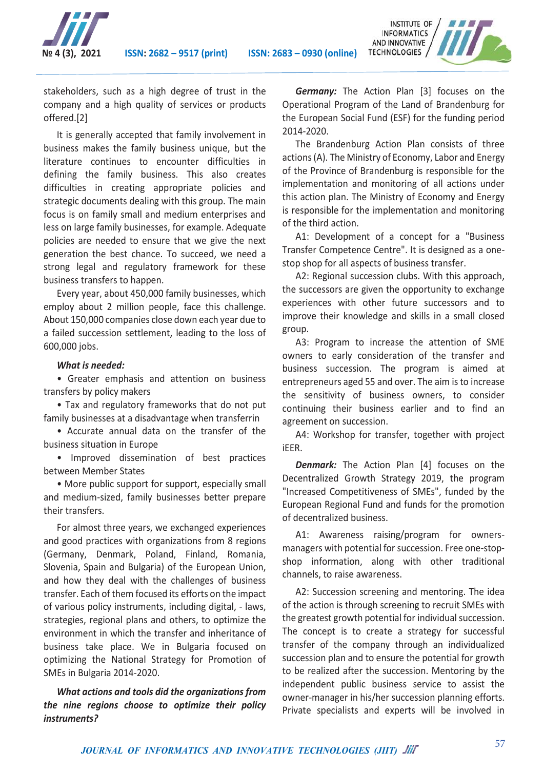stakeholders, such as a high degree of trust in the company and a high quality of services or products offered.[2]

It is generally accepted that family involvement in business makes the family business unique, but the literature continues to encounter difficulties in defining the family business. This also creates difficulties in creating appropriate policies and strategic documents dealing with this group. The main focus is on family small and medium enterprises and less on large family businesses, for example. Adequate policies are needed to ensure that we give the next generation the best chance. To succeed, we need a strong legal and regulatory framework for these business transfers to happen.

Every year, about 450,000 family businesses, which employ about 2 million people, face this challenge. About 150,000 companies close down each year due to a failed succession settlement, leading to the loss of 600,000 jobs.

***What is needed:***

- Greater emphasis and attention on business transfers by policy makers
- Tax and regulatory frameworks that do not put family businesses at a disadvantage when transferrin
- Accurate annual data on the transfer of the business situation in Europe
- Improved dissemination of best practices between Member States
- More public support for support, especially small and medium-sized, family businesses better prepare their transfers.

For almost three years, we exchanged experiences and good practices with organizations from 8 regions (Germany, Denmark, Poland, Finland, Romania, Slovenia, Spain and Bulgaria) of the European Union, and how they deal with the challenges of business transfer. Each of them focused its efforts on the impact of various policy instruments, including digital, - laws, strategies, regional plans and others, to optimize the environment in which the transfer and inheritance of business take place. We in Bulgaria focused on optimizing the National Strategy for Promotion of SMEs in Bulgaria 2014-2020.

***What actions and tools did the organizations from the nine regions choose to optimize their policy instruments?***

***Germany:*** The Action Plan [3] focuses on the Operational Program of the Land of Brandenburg for the European Social Fund (ESF) for the funding period 2014-2020.

The Brandenburg Action Plan consists of three actions (A). The Ministry of Economy, Labor and Energy of the Province of Brandenburg is responsible for the implementation and monitoring of all actions under this action plan. The Ministry of Economy and Energy is responsible for the implementation and monitoring of the third action.

A1: Development of a concept for a "Business Transfer Competence Centre". It is designed as a one-stop shop for all aspects of business transfer.

A2: Regional succession clubs. With this approach, the successors are given the opportunity to exchange experiences with other future successors and to improve their knowledge and skills in a small closed group.

A3: Program to increase the attention of SME owners to early consideration of the transfer and business succession. The program is aimed at entrepreneurs aged 55 and over. The aim is to increase the sensitivity of business owners, to consider continuing their business earlier and to find an agreement on succession.

A4: Workshop for transfer, together with project iEER.

***Denmark:*** The Action Plan [4] focuses on the Decentralized Growth Strategy 2019, the program "Increased Competitiveness of SMEs", funded by the European Regional Fund and funds for the promotion of decentralized business.

A1: Awareness raising/program for owners-managers with potential for succession. Free one-stop-shop information, along with other traditional channels, to raise awareness.

A2: Succession screening and mentoring. The idea of the action is through screening to recruit SMEs with the greatest growth potential for individual succession. The concept is to create a strategy for successful transfer of the company through an individualized succession plan and to ensure the potential for growth to be realized after the succession. Mentoring by the independent public business service to assist the owner-manager in his/her succession planning efforts. Private specialists and experts will be involved in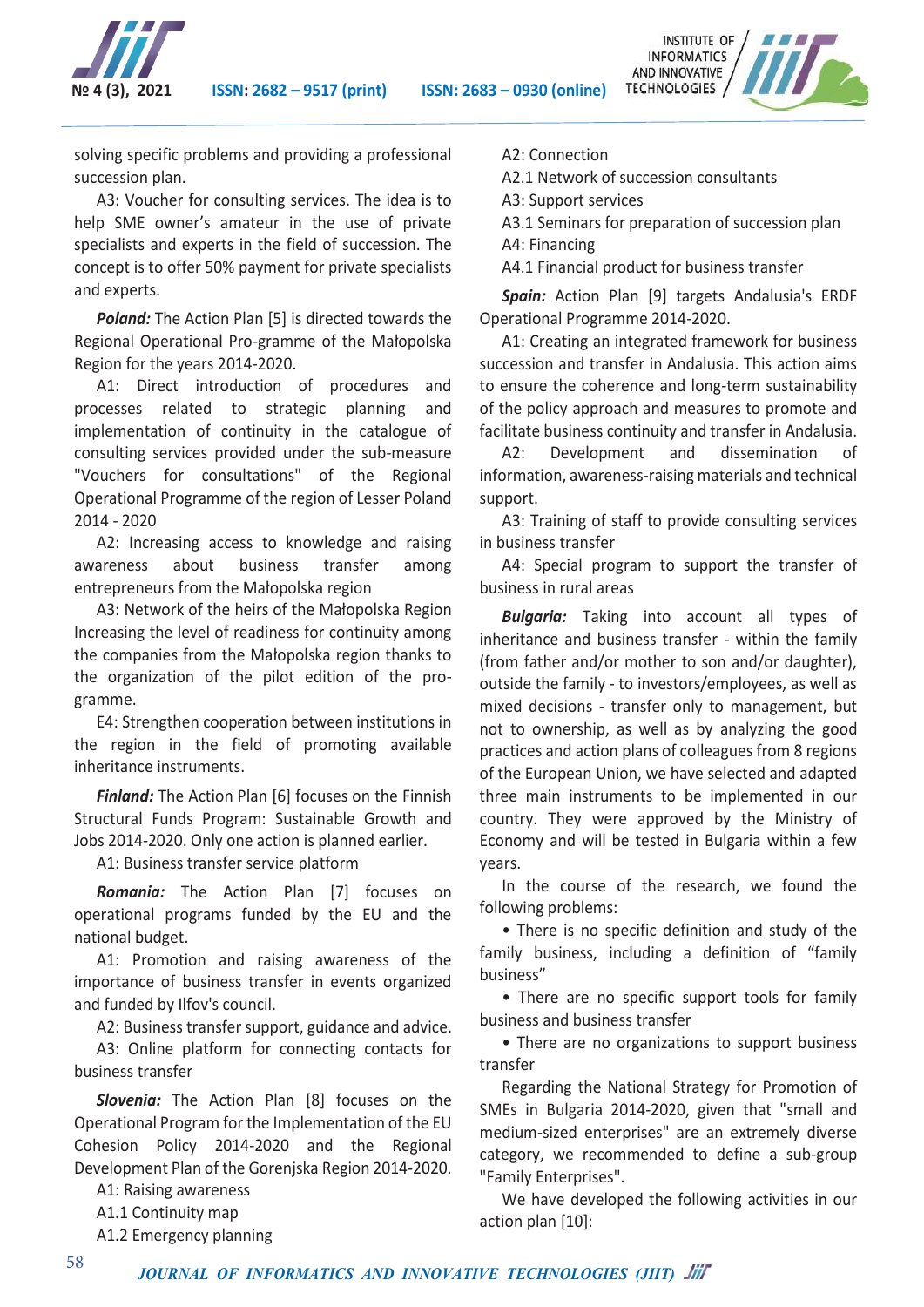solving specific problems and providing a professional succession plan.

A3: Voucher for consulting services. The idea is to help SME owner's amateur in the use of private specialists and experts in the field of succession. The concept is to offer 50% payment for private specialists and experts.

***Poland:*** The Action Plan [5] is directed towards the Regional Operational Pro-gramme of the Małopolska Region for the years 2014-2020.

A1: Direct introduction of procedures and processes related to strategic planning and implementation of continuity in the catalogue of consulting services provided under the sub-measure "Vouchers for consultations" of the Regional Operational Programme of the region of Lesser Poland 2014 - 2020

A2: Increasing access to knowledge and raising awareness about business transfer among entrepreneurs from the Małopolska region

A3: Network of the heirs of the Małopolska Region Increasing the level of readiness for continuity among the companies from the Małopolska region thanks to the organization of the pilot edition of the pro-gramme.

E4: Strengthen cooperation between institutions in the region in the field of promoting available inheritance instruments.

***Finland:*** The Action Plan [6] focuses on the Finnish Structural Funds Program: Sustainable Growth and Jobs 2014-2020. Only one action is planned earlier.

A1: Business transfer service platform

***Romania:*** The Action Plan [7] focuses on operational programs funded by the EU and the national budget.

A1: Promotion and raising awareness of the importance of business transfer in events organized and funded by Ilfov's council.

A2: Business transfer support, guidance and advice.

A3: Online platform for connecting contacts for business transfer

***Slovenia:*** The Action Plan [8] focuses on the Operational Program for the Implementation of the EU Cohesion Policy 2014-2020 and the Regional Development Plan of the Gorenjska Region 2014-2020.

A1: Raising awareness

A1.1 Continuity map

A1.2 Emergency planning

A2: Connection

A2.1 Network of succession consultants

A3: Support services

A3.1 Seminars for preparation of succession plan

A4: Financing

A4.1 Financial product for business transfer

***Spain:*** Action Plan [9] targets Andalusia's ERDF Operational Programme 2014-2020.

A1: Creating an integrated framework for business succession and transfer in Andalusia. This action aims to ensure the coherence and long-term sustainability of the policy approach and measures to promote and facilitate business continuity and transfer in Andalusia.

A2: Development and dissemination of information, awareness-raising materials and technical support.

A3: Training of staff to provide consulting services in business transfer

A4: Special program to support the transfer of business in rural areas

***Bulgaria:*** Taking into account all types of inheritance and business transfer - within the family (from father and/or mother to son and/or daughter), outside the family - to investors/employees, as well as mixed decisions - transfer only to management, but not to ownership, as well as by analyzing the good practices and action plans of colleagues from 8 regions of the European Union, we have selected and adapted three main instruments to be implemented in our country. They were approved by the Ministry of Economy and will be tested in Bulgaria within a few years.

In the course of the research, we found the following problems:

- There is no specific definition and study of the family business, including a definition of "family business"
- There are no specific support tools for family business and business transfer
- There are no organizations to support business transfer

Regarding the National Strategy for Promotion of SMEs in Bulgaria 2014-2020, given that "small and medium-sized enterprises" are an extremely diverse category, we recommended to define a sub-group "Family Enterprises".

We have developed the following activities in our action plan [10]: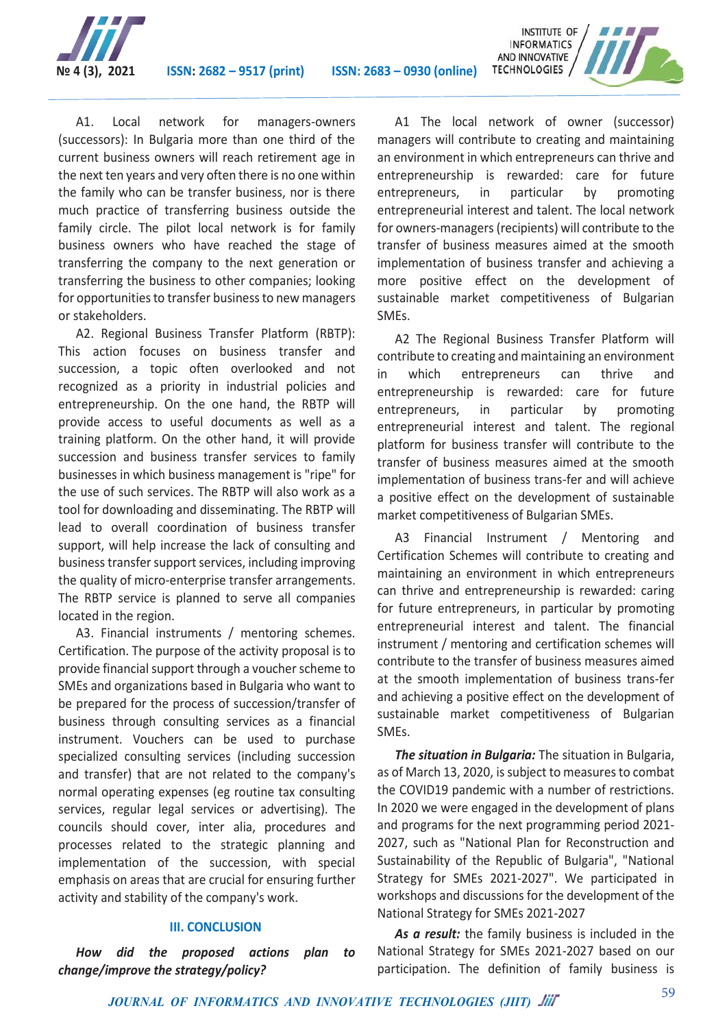A1. Local network for managers-owners (successors): In Bulgaria more than one third of the current business owners will reach retirement age in the next ten years and very often there is no one within the family who can be transfer business, nor is there much practice of transferring business outside the family circle. The pilot local network is for family business owners who have reached the stage of transferring the company to the next generation or transferring the business to other companies; looking for opportunities to transfer business to new managers or stakeholders.

A2. Regional Business Transfer Platform (RBTP): This action focuses on business transfer and succession, a topic often overlooked and not recognized as a priority in industrial policies and entrepreneurship. On the one hand, the RBTP will provide access to useful documents as well as a training platform. On the other hand, it will provide succession and business transfer services to family businesses in which business management is "ripe" for the use of such services. The RBTP will also work as a tool for downloading and disseminating. The RBTP will lead to overall coordination of business transfer support, will help increase the lack of consulting and business transfer support services, including improving the quality of micro-enterprise transfer arrangements. The RBTP service is planned to serve all companies located in the region.

A3. Financial instruments / mentoring schemes. Certification. The purpose of the activity proposal is to provide financial support through a voucher scheme to SMEs and organizations based in Bulgaria who want to be prepared for the process of succession/transfer of business through consulting services as a financial instrument. Vouchers can be used to purchase specialized consulting services (including succession and transfer) that are not related to the company's normal operating expenses (eg routine tax consulting services, regular legal services or advertising). The councils should cover, inter alia, procedures and processes related to the strategic planning and implementation of the succession, with special emphasis on areas that are crucial for ensuring further activity and stability of the company's work.

## III. CONCLUSION

***How did the proposed actions plan to change/improve the strategy/policy?***

A1 The local network of owner (successor) managers will contribute to creating and maintaining an environment in which entrepreneurs can thrive and entrepreneurship is rewarded: care for future entrepreneurs, in particular by promoting entrepreneurial interest and talent. The local network for owners-managers (recipients) will contribute to the transfer of business measures aimed at the smooth implementation of business transfer and achieving a more positive effect on the development of sustainable market competitiveness of Bulgarian SMEs.

A2 The Regional Business Transfer Platform will contribute to creating and maintaining an environment in which entrepreneurs can thrive and entrepreneurship is rewarded: care for future entrepreneurs, in particular by promoting entrepreneurial interest and talent. The regional platform for business transfer will contribute to the transfer of business measures aimed at the smooth implementation of business trans-fer and will achieve a positive effect on the development of sustainable market competitiveness of Bulgarian SMEs.

A3 Financial Instrument / Mentoring and Certification Schemes will contribute to creating and maintaining an environment in which entrepreneurs can thrive and entrepreneurship is rewarded: caring for future entrepreneurs, in particular by promoting entrepreneurial interest and talent. The financial instrument / mentoring and certification schemes will contribute to the transfer of business measures aimed at the smooth implementation of business trans-fer and achieving a positive effect on the development of sustainable market competitiveness of Bulgarian SMEs.

***The situation in Bulgaria:*** The situation in Bulgaria, as of March 13, 2020, is subject to measures to combat the COVID19 pandemic with a number of restrictions. In 2020 we were engaged in the development of plans and programs for the next programming period 2021-2027, such as "National Plan for Reconstruction and Sustainability of the Republic of Bulgaria", "National Strategy for SMEs 2021-2027". We participated in workshops and discussions for the development of the National Strategy for SMEs 2021-2027

***As a result:*** the family business is included in the National Strategy for SMEs 2021-2027 based on our participation. The definition of family business is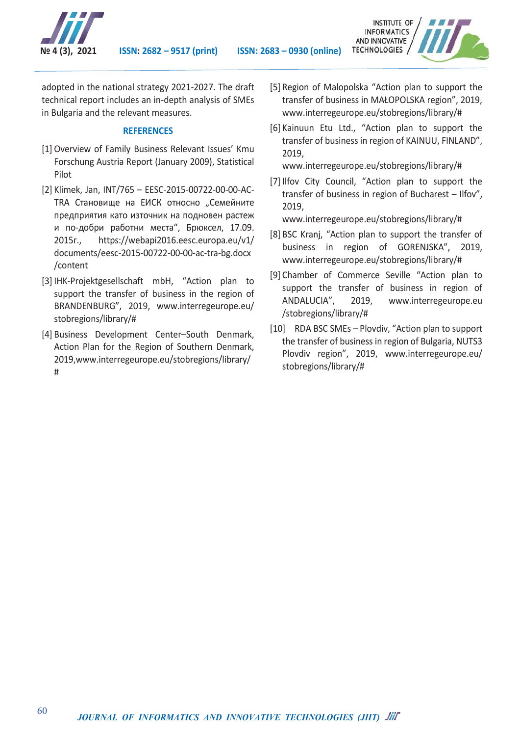adopted in the national strategy 2021-2027. The draft technical report includes an in-depth analysis of SMEs in Bulgaria and the relevant measures.

## REFERENCES

[1] Overview of Family Business Relevant Issues' Kmu Forschung Austria Report (January 2009), Statistical Pilot

[2] Klimek, Jan, INT/765 – EESC-2015-00722-00-00-AC-TRA Становище на ЕИСК относно „Семейните предприятия като източник на подновен растеж и по-добри работни места", Брюксел, 17.09. 2015г., https://webapi2016.eesc.europa.eu/v1/documents/eesc-2015-00722-00-00-ac-tra-bg.docx/content

[3] IHK-Projektgesellschaft mbH, "Action plan to support the transfer of business in the region of BRANDENBURG", 2019, www.interregeurope.eu/stobregions/library/#

[4] Business Development Center–South Denmark, Action Plan for the Region of Southern Denmark, 2019,www.interregeurope.eu/stobregions/library/#

[5] Region of Malopolska "Action plan to support the transfer of business in MAŁOPOLSKA region", 2019, www.interregeurope.eu/stobregions/library/#

[6] Kainuun Etu Ltd., "Action plan to support the transfer of business in region of KAINUU, FINLAND", 2019, www.interregeurope.eu/stobregions/library/#

[7] Ilfov City Council, "Action plan to support the transfer of business in region of Bucharest – Ilfov", 2019, www.interregeurope.eu/stobregions/library/#

[8] BSC Kranj, "Action plan to support the transfer of business in region of GORENJSKA", 2019, www.interregeurope.eu/stobregions/library/#

[9] Chamber of Commerce Seville "Action plan to support the transfer of business in region of ANDALUCIA", 2019, www.interregeurope.eu/stobregions/library/#

[10] RDA BSC SMEs – Plovdiv, "Action plan to support the transfer of business in region of Bulgaria, NUTS3 Plovdiv region", 2019, www.interregeurope.eu/stobregions/library/#